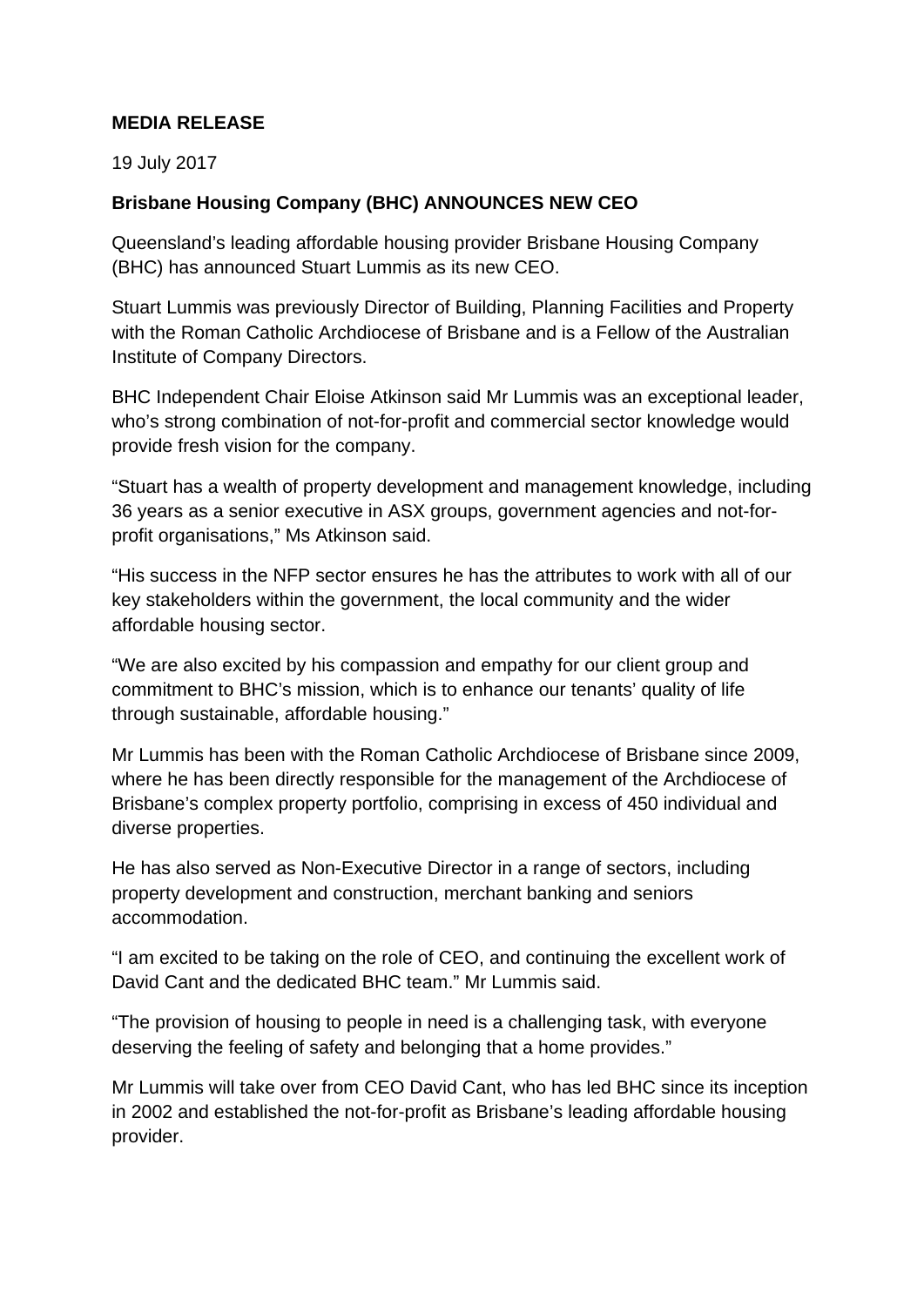**MEDIA RELEASE**

19 July 2017

**Brisbane Housing Company (BHC) ANNOUNCES NEW CEO**

Queensland's leading affordable housing provider Brisbane Housing Company (BHC) has announced Stuart Lummis as its new CEO.

Stuart Lummis was previously Director of Building, Planning Facilities and Property with the Roman Catholic Archdiocese of Brisbane and is a Fellow of the Australian Institute of Company Directors.

BHC Independent Chair Eloise Atkinson said Mr Lummis was an exceptional leader, who's strong combination of not-for-profit and commercial sector knowledge would provide fresh vision for the company.

"Stuart has a wealth of property development and management knowledge, including 36 years as a senior executive in ASX groups, government agencies and not-for-profit organisations," Ms Atkinson said.

"His success in the NFP sector ensures he has the attributes to work with all of our key stakeholders within the government, the local community and the wider affordable housing sector.

"We are also excited by his compassion and empathy for our client group and commitment to BHC's mission, which is to enhance our tenants' quality of life through sustainable, affordable housing."

Mr Lummis has been with the Roman Catholic Archdiocese of Brisbane since 2009, where he has been directly responsible for the management of the Archdiocese of Brisbane's complex property portfolio, comprising in excess of 450 individual and diverse properties.

He has also served as Non-Executive Director in a range of sectors, including property development and construction, merchant banking and seniors accommodation.

"I am excited to be taking on the role of CEO, and continuing the excellent work of David Cant and the dedicated BHC team." Mr Lummis said.

"The provision of housing to people in need is a challenging task, with everyone deserving the feeling of safety and belonging that a home provides."

Mr Lummis will take over from CEO David Cant, who has led BHC since its inception in 2002 and established the not-for-profit as Brisbane's leading affordable housing provider.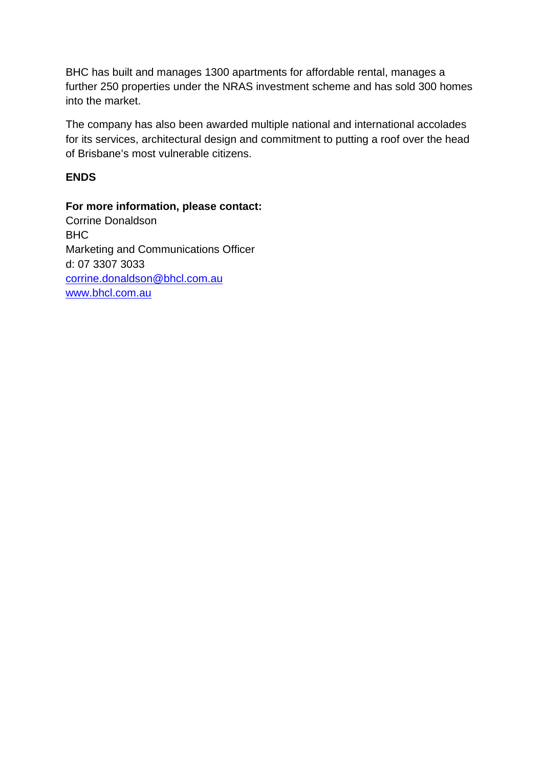BHC has built and manages 1300 apartments for affordable rental, manages a further 250 properties under the NRAS investment scheme and has sold 300 homes into the market.

The company has also been awarded multiple national and international accolades for its services, architectural design and commitment to putting a roof over the head of Brisbane's most vulnerable citizens.

**ENDS**

**For more information, please contact:**
Corrine Donaldson
BHC
Marketing and Communications Officer
d: 07 3307 3033
[corrine.donaldson@bhcl.com.au](mailto:corrine.donaldson@bhcl.com.au)
[www.bhcl.com.au](http://www.bhcl.com.au)